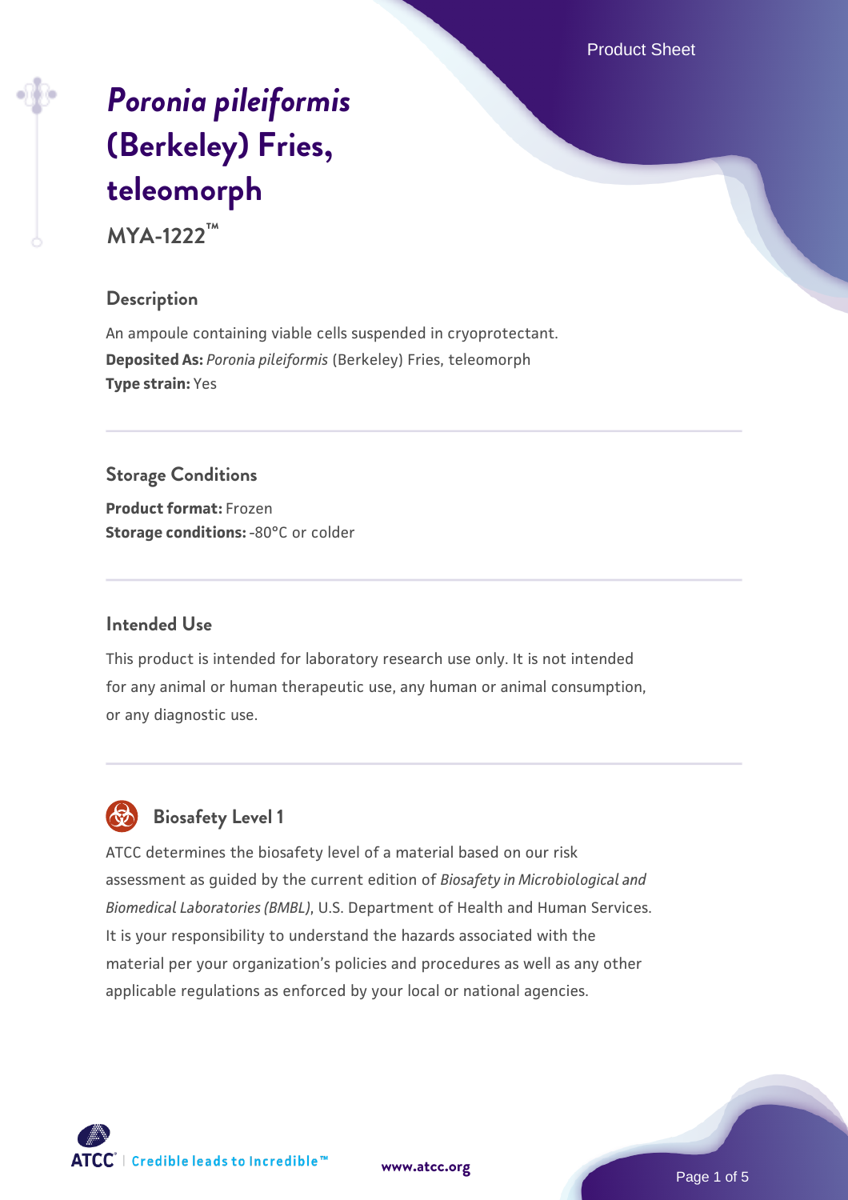# *Poronia pileiformis* (Berkeley) Fries, teleomorph

**MYA-1222™**

## Description

An ampoule containing viable cells suspended in cryoprotectant.

**Deposited As:** *Poronia pileiformis* (Berkeley) Fries, teleomorph

**Type strain:** Yes

## Storage Conditions

**Product format:** Frozen

**Storage conditions:** -80°C or colder

## Intended Use

This product is intended for laboratory research use only. It is not intended for any animal or human therapeutic use, any human or animal consumption, or any diagnostic use.

## Biosafety Level 1

ATCC determines the biosafety level of a material based on our risk assessment as guided by the current edition of *Biosafety in Microbiological and Biomedical Laboratories (BMBL)*, U.S. Department of Health and Human Services. It is your responsibility to understand the hazards associated with the material per your organization's policies and procedures as well as any other applicable regulations as enforced by your local or national agencies.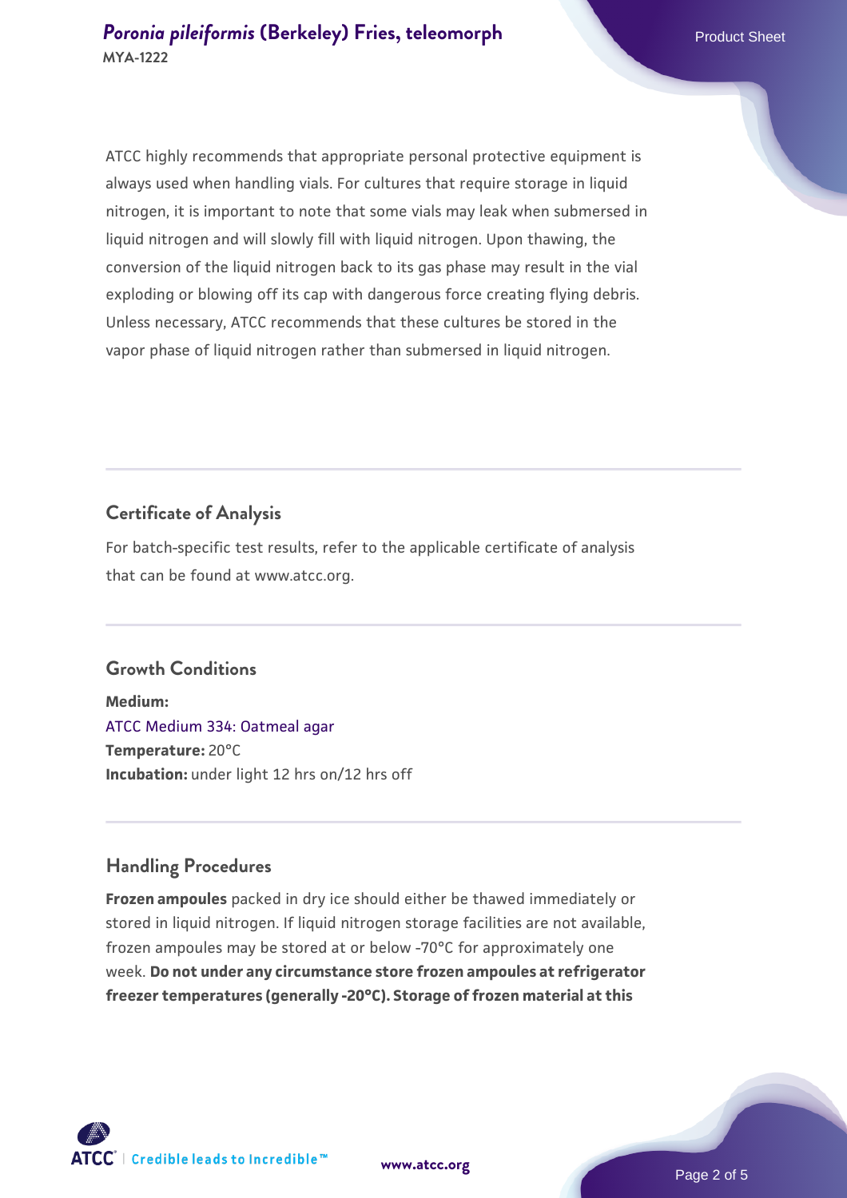ATCC highly recommends that appropriate personal protective equipment is always used when handling vials. For cultures that require storage in liquid nitrogen, it is important to note that some vials may leak when submersed in liquid nitrogen and will slowly fill with liquid nitrogen. Upon thawing, the conversion of the liquid nitrogen back to its gas phase may result in the vial exploding or blowing off its cap with dangerous force creating flying debris. Unless necessary, ATCC recommends that these cultures be stored in the vapor phase of liquid nitrogen rather than submersed in liquid nitrogen.

## Certificate of Analysis

For batch-specific test results, refer to the applicable certificate of analysis that can be found at www.atcc.org.

## Growth Conditions

**Medium:**
ATCC Medium 334: Oatmeal agar
**Temperature:** 20°C
**Incubation:** under light 12 hrs on/12 hrs off

## Handling Procedures

**Frozen ampoules** packed in dry ice should either be thawed immediately or stored in liquid nitrogen. If liquid nitrogen storage facilities are not available, frozen ampoules may be stored at or below -70°C for approximately one week. **Do not under any circumstance store frozen ampoules at refrigerator freezer temperatures (generally -20°C). Storage of frozen material at this**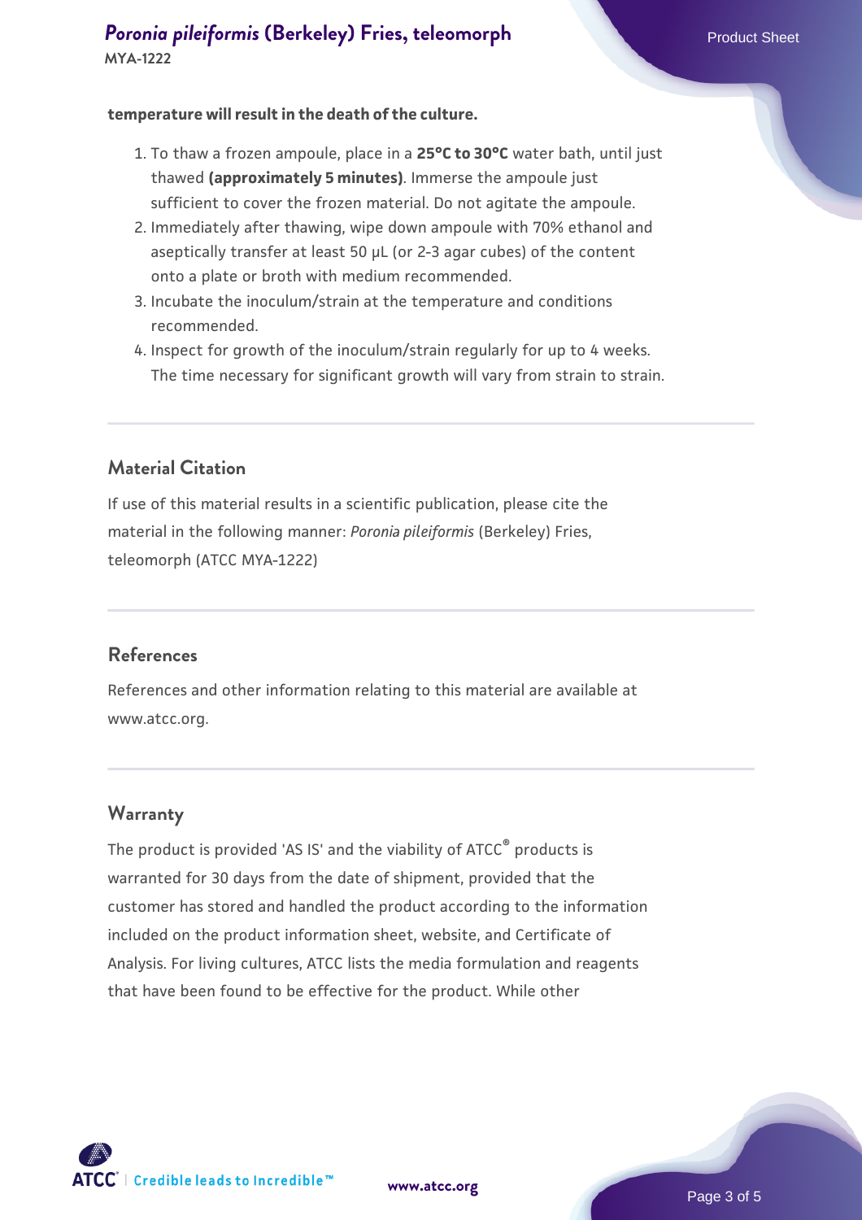**temperature will result in the death of the culture.**

1. To thaw a frozen ampoule, place in a **25°C to 30°C** water bath, until just thawed **(approximately 5 minutes)**. Immerse the ampoule just sufficient to cover the frozen material. Do not agitate the ampoule.
2. Immediately after thawing, wipe down ampoule with 70% ethanol and aseptically transfer at least 50 µL (or 2-3 agar cubes) of the content onto a plate or broth with medium recommended.
3. Incubate the inoculum/strain at the temperature and conditions recommended.
4. Inspect for growth of the inoculum/strain regularly for up to 4 weeks. The time necessary for significant growth will vary from strain to strain.

## Material Citation

If use of this material results in a scientific publication, please cite the material in the following manner: *Poronia pileiformis* (Berkeley) Fries, teleomorph (ATCC MYA-1222)

## References

References and other information relating to this material are available at www.atcc.org.

## Warranty

The product is provided 'AS IS' and the viability of ATCC® products is warranted for 30 days from the date of shipment, provided that the customer has stored and handled the product according to the information included on the product information sheet, website, and Certificate of Analysis. For living cultures, ATCC lists the media formulation and reagents that have been found to be effective for the product. While other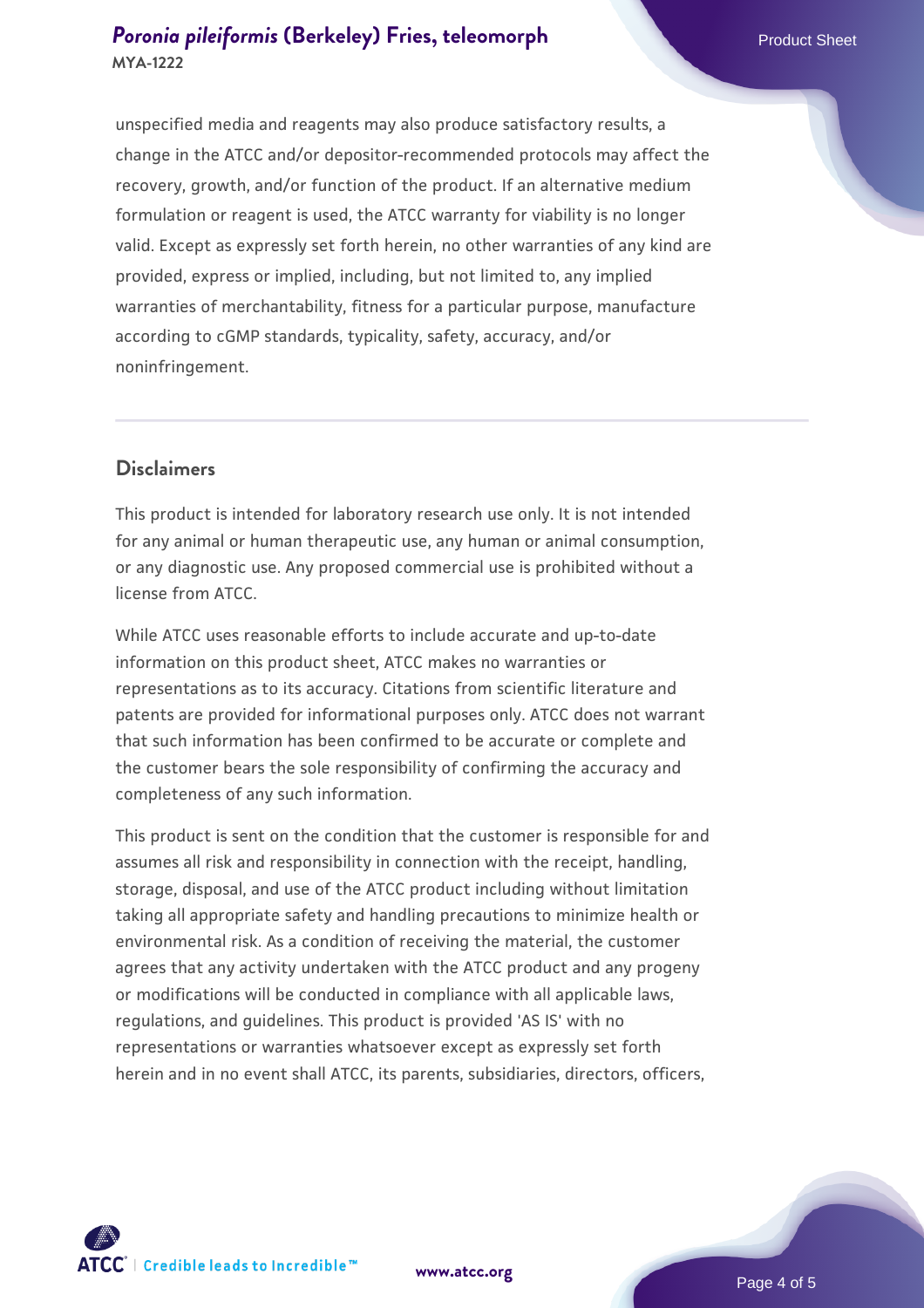unspecified media and reagents may also produce satisfactory results, a change in the ATCC and/or depositor-recommended protocols may affect the recovery, growth, and/or function of the product. If an alternative medium formulation or reagent is used, the ATCC warranty for viability is no longer valid. Except as expressly set forth herein, no other warranties of any kind are provided, express or implied, including, but not limited to, any implied warranties of merchantability, fitness for a particular purpose, manufacture according to cGMP standards, typicality, safety, accuracy, and/or noninfringement.

## Disclaimers

This product is intended for laboratory research use only. It is not intended for any animal or human therapeutic use, any human or animal consumption, or any diagnostic use. Any proposed commercial use is prohibited without a license from ATCC.

While ATCC uses reasonable efforts to include accurate and up-to-date information on this product sheet, ATCC makes no warranties or representations as to its accuracy. Citations from scientific literature and patents are provided for informational purposes only. ATCC does not warrant that such information has been confirmed to be accurate or complete and the customer bears the sole responsibility of confirming the accuracy and completeness of any such information.

This product is sent on the condition that the customer is responsible for and assumes all risk and responsibility in connection with the receipt, handling, storage, disposal, and use of the ATCC product including without limitation taking all appropriate safety and handling precautions to minimize health or environmental risk. As a condition of receiving the material, the customer agrees that any activity undertaken with the ATCC product and any progeny or modifications will be conducted in compliance with all applicable laws, regulations, and guidelines. This product is provided 'AS IS' with no representations or warranties whatsoever except as expressly set forth herein and in no event shall ATCC, its parents, subsidiaries, directors, officers,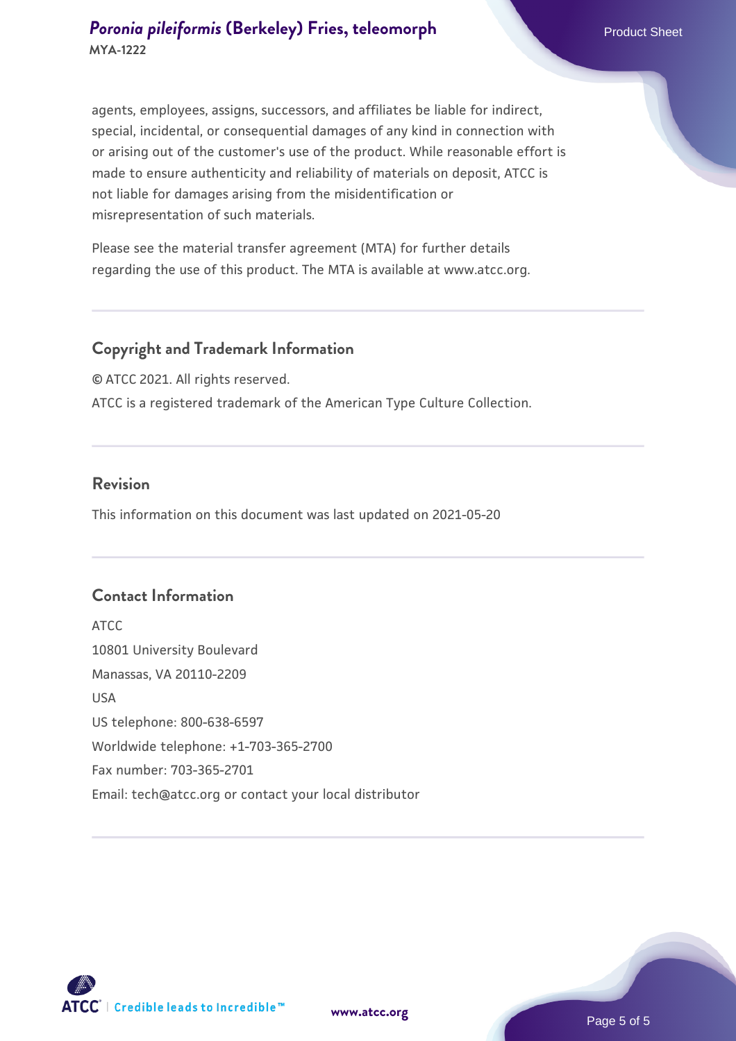agents, employees, assigns, successors, and affiliates be liable for indirect, special, incidental, or consequential damages of any kind in connection with or arising out of the customer's use of the product. While reasonable effort is made to ensure authenticity and reliability of materials on deposit, ATCC is not liable for damages arising from the misidentification or misrepresentation of such materials.

Please see the material transfer agreement (MTA) for further details regarding the use of this product. The MTA is available at www.atcc.org.

## Copyright and Trademark Information

© ATCC 2021. All rights reserved.

ATCC is a registered trademark of the American Type Culture Collection.

## Revision

This information on this document was last updated on 2021-05-20

## Contact Information

ATCC
10801 University Boulevard
Manassas, VA 20110-2209
USA
US telephone: 800-638-6597
Worldwide telephone: +1-703-365-2700
Fax number: 703-365-2701
Email: tech@atcc.org or contact your local distributor